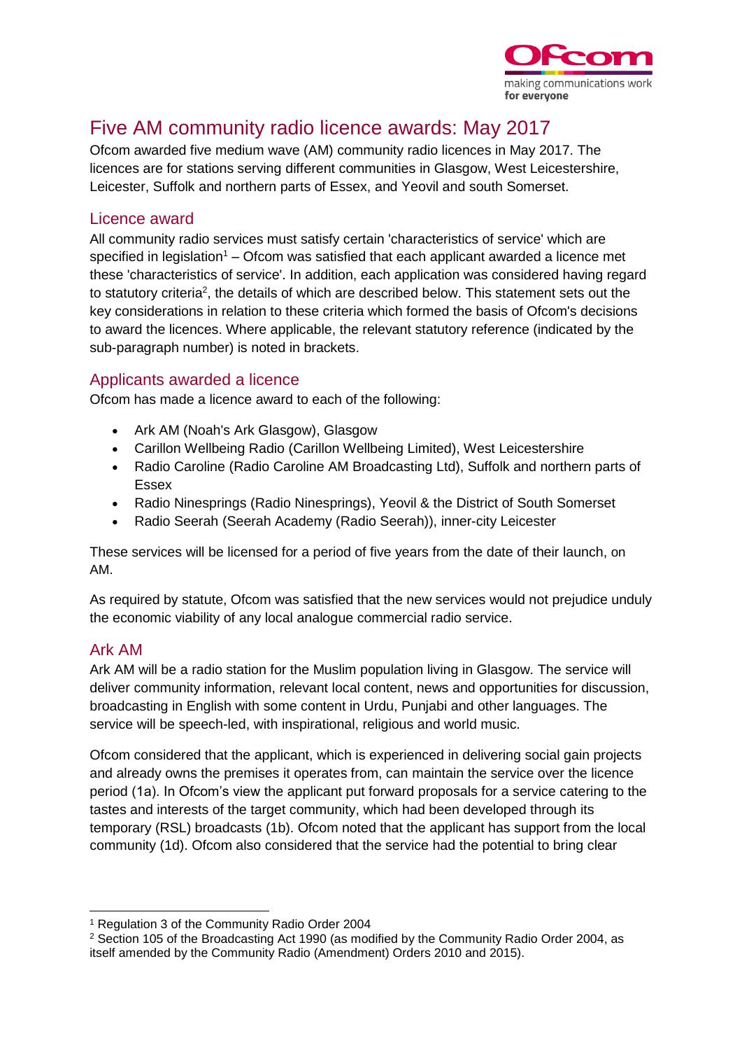# Five AM community radio licence awards: May 2017

Ofcom awarded five medium wave (AM) community radio licences in May 2017. The licences are for stations serving different communities in Glasgow, West Leicestershire, Leicester, Suffolk and northern parts of Essex, and Yeovil and south Somerset.

## Licence award

All community radio services must satisfy certain 'characteristics of service' which are specified in legislation[1] – Ofcom was satisfied that each applicant awarded a licence met these 'characteristics of service'. In addition, each application was considered having regard to statutory criteria[2], the details of which are described below. This statement sets out the key considerations in relation to these criteria which formed the basis of Ofcom's decisions to award the licences. Where applicable, the relevant statutory reference (indicated by the sub-paragraph number) is noted in brackets.

## Applicants awarded a licence

Ofcom has made a licence award to each of the following:

- Ark AM (Noah's Ark Glasgow), Glasgow
- Carillon Wellbeing Radio (Carillon Wellbeing Limited), West Leicestershire
- Radio Caroline (Radio Caroline AM Broadcasting Ltd), Suffolk and northern parts of Essex
- Radio Ninesprings (Radio Ninesprings), Yeovil & the District of South Somerset
- Radio Seerah (Seerah Academy (Radio Seerah)), inner-city Leicester

These services will be licensed for a period of five years from the date of their launch, on AM.

As required by statute, Ofcom was satisfied that the new services would not prejudice unduly the economic viability of any local analogue commercial radio service.

## Ark AM

Ark AM will be a radio station for the Muslim population living in Glasgow. The service will deliver community information, relevant local content, news and opportunities for discussion, broadcasting in English with some content in Urdu, Punjabi and other languages. The service will be speech-led, with inspirational, religious and world music.

Ofcom considered that the applicant, which is experienced in delivering social gain projects and already owns the premises it operates from, can maintain the service over the licence period (1a). In Ofcom's view the applicant put forward proposals for a service catering to the tastes and interests of the target community, which had been developed through its temporary (RSL) broadcasts (1b). Ofcom noted that the applicant has support from the local community (1d). Ofcom also considered that the service had the potential to bring clear

[1] Regulation 3 of the Community Radio Order 2004

[2] Section 105 of the Broadcasting Act 1990 (as modified by the Community Radio Order 2004, as itself amended by the Community Radio (Amendment) Orders 2010 and 2015).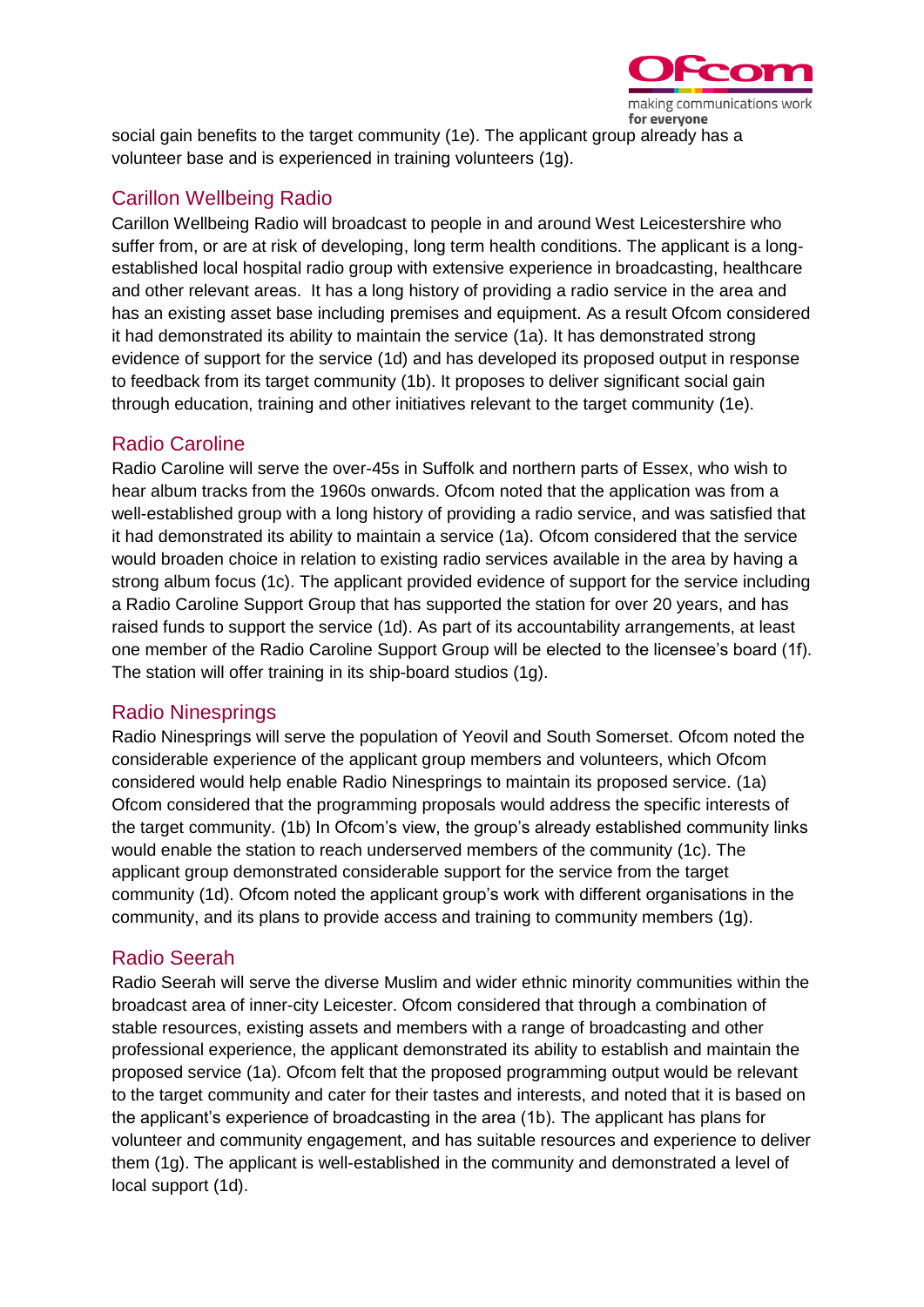social gain benefits to the target community (1e). The applicant group already has a volunteer base and is experienced in training volunteers (1g).

## Carillon Wellbeing Radio

Carillon Wellbeing Radio will broadcast to people in and around West Leicestershire who suffer from, or are at risk of developing, long term health conditions. The applicant is a long-established local hospital radio group with extensive experience in broadcasting, healthcare and other relevant areas. It has a long history of providing a radio service in the area and has an existing asset base including premises and equipment. As a result Ofcom considered it had demonstrated its ability to maintain the service (1a). It has demonstrated strong evidence of support for the service (1d) and has developed its proposed output in response to feedback from its target community (1b). It proposes to deliver significant social gain through education, training and other initiatives relevant to the target community (1e).

## Radio Caroline

Radio Caroline will serve the over-45s in Suffolk and northern parts of Essex, who wish to hear album tracks from the 1960s onwards. Ofcom noted that the application was from a well-established group with a long history of providing a radio service, and was satisfied that it had demonstrated its ability to maintain a service (1a). Ofcom considered that the service would broaden choice in relation to existing radio services available in the area by having a strong album focus (1c). The applicant provided evidence of support for the service including a Radio Caroline Support Group that has supported the station for over 20 years, and has raised funds to support the service (1d). As part of its accountability arrangements, at least one member of the Radio Caroline Support Group will be elected to the licensee's board (1f). The station will offer training in its ship-board studios (1g).

## Radio Ninesprings

Radio Ninesprings will serve the population of Yeovil and South Somerset. Ofcom noted the considerable experience of the applicant group members and volunteers, which Ofcom considered would help enable Radio Ninesprings to maintain its proposed service. (1a) Ofcom considered that the programming proposals would address the specific interests of the target community. (1b) In Ofcom's view, the group's already established community links would enable the station to reach underserved members of the community (1c). The applicant group demonstrated considerable support for the service from the target community (1d). Ofcom noted the applicant group's work with different organisations in the community, and its plans to provide access and training to community members (1g).

## Radio Seerah

Radio Seerah will serve the diverse Muslim and wider ethnic minority communities within the broadcast area of inner-city Leicester. Ofcom considered that through a combination of stable resources, existing assets and members with a range of broadcasting and other professional experience, the applicant demonstrated its ability to establish and maintain the proposed service (1a). Ofcom felt that the proposed programming output would be relevant to the target community and cater for their tastes and interests, and noted that it is based on the applicant's experience of broadcasting in the area (1b). The applicant has plans for volunteer and community engagement, and has suitable resources and experience to deliver them (1g). The applicant is well-established in the community and demonstrated a level of local support (1d).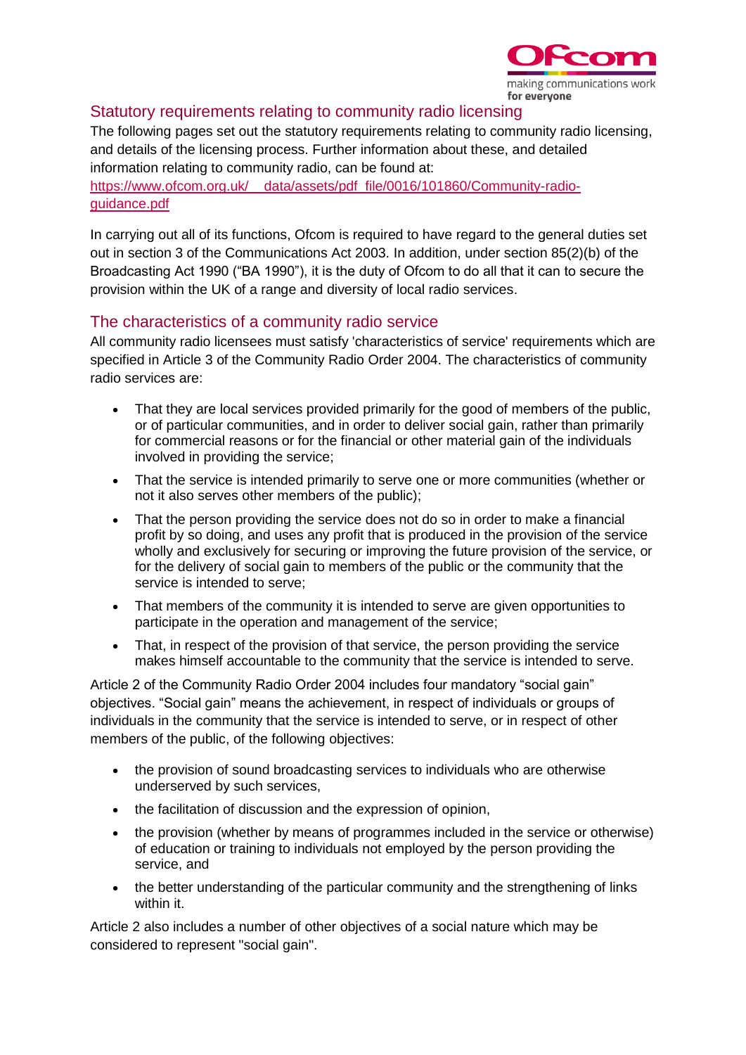## Statutory requirements relating to community radio licensing

The following pages set out the statutory requirements relating to community radio licensing, and details of the licensing process. Further information about these, and detailed information relating to community radio, can be found at: [https://www.ofcom.org.uk/__data/assets/pdf_file/0016/101860/Community-radio-guidance.pdf](https://www.ofcom.org.uk/__data/assets/pdf_file/0016/101860/Community-radio-guidance.pdf)

In carrying out all of its functions, Ofcom is required to have regard to the general duties set out in section 3 of the Communications Act 2003. In addition, under section 85(2)(b) of the Broadcasting Act 1990 ("BA 1990"), it is the duty of Ofcom to do all that it can to secure the provision within the UK of a range and diversity of local radio services.

## The characteristics of a community radio service

All community radio licensees must satisfy 'characteristics of service' requirements which are specified in Article 3 of the Community Radio Order 2004. The characteristics of community radio services are:

- That they are local services provided primarily for the good of members of the public, or of particular communities, and in order to deliver social gain, rather than primarily for commercial reasons or for the financial or other material gain of the individuals involved in providing the service;
- That the service is intended primarily to serve one or more communities (whether or not it also serves other members of the public);
- That the person providing the service does not do so in order to make a financial profit by so doing, and uses any profit that is produced in the provision of the service wholly and exclusively for securing or improving the future provision of the service, or for the delivery of social gain to members of the public or the community that the service is intended to serve;
- That members of the community it is intended to serve are given opportunities to participate in the operation and management of the service;
- That, in respect of the provision of that service, the person providing the service makes himself accountable to the community that the service is intended to serve.

Article 2 of the Community Radio Order 2004 includes four mandatory "social gain" objectives. "Social gain" means the achievement, in respect of individuals or groups of individuals in the community that the service is intended to serve, or in respect of other members of the public, of the following objectives:

- the provision of sound broadcasting services to individuals who are otherwise underserved by such services,
- the facilitation of discussion and the expression of opinion,
- the provision (whether by means of programmes included in the service or otherwise) of education or training to individuals not employed by the person providing the service, and
- the better understanding of the particular community and the strengthening of links within it.

Article 2 also includes a number of other objectives of a social nature which may be considered to represent "social gain".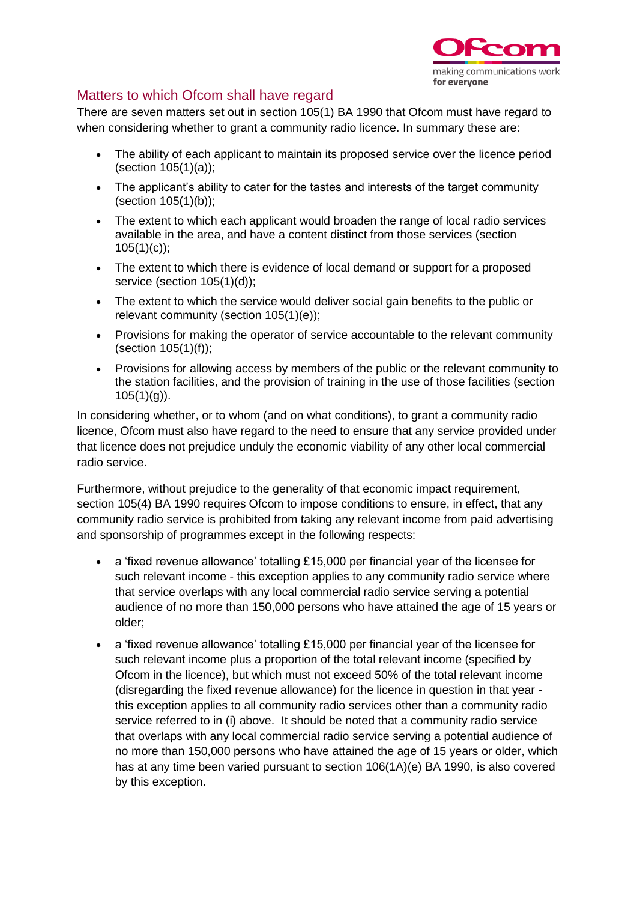## Matters to which Ofcom shall have regard

There are seven matters set out in section 105(1) BA 1990 that Ofcom must have regard to when considering whether to grant a community radio licence. In summary these are:

- The ability of each applicant to maintain its proposed service over the licence period (section 105(1)(a));
- The applicant's ability to cater for the tastes and interests of the target community (section 105(1)(b));
- The extent to which each applicant would broaden the range of local radio services available in the area, and have a content distinct from those services (section 105(1)(c));
- The extent to which there is evidence of local demand or support for a proposed service (section 105(1)(d));
- The extent to which the service would deliver social gain benefits to the public or relevant community (section 105(1)(e));
- Provisions for making the operator of service accountable to the relevant community (section 105(1)(f));
- Provisions for allowing access by members of the public or the relevant community to the station facilities, and the provision of training in the use of those facilities (section 105(1)(g)).

In considering whether, or to whom (and on what conditions), to grant a community radio licence, Ofcom must also have regard to the need to ensure that any service provided under that licence does not prejudice unduly the economic viability of any other local commercial radio service.

Furthermore, without prejudice to the generality of that economic impact requirement, section 105(4) BA 1990 requires Ofcom to impose conditions to ensure, in effect, that any community radio service is prohibited from taking any relevant income from paid advertising and sponsorship of programmes except in the following respects:

- a 'fixed revenue allowance' totalling £15,000 per financial year of the licensee for such relevant income - this exception applies to any community radio service where that service overlaps with any local commercial radio service serving a potential audience of no more than 150,000 persons who have attained the age of 15 years or older;
- a 'fixed revenue allowance' totalling £15,000 per financial year of the licensee for such relevant income plus a proportion of the total relevant income (specified by Ofcom in the licence), but which must not exceed 50% of the total relevant income (disregarding the fixed revenue allowance) for the licence in question in that year - this exception applies to all community radio services other than a community radio service referred to in (i) above. It should be noted that a community radio service that overlaps with any local commercial radio service serving a potential audience of no more than 150,000 persons who have attained the age of 15 years or older, which has at any time been varied pursuant to section 106(1A)(e) BA 1990, is also covered by this exception.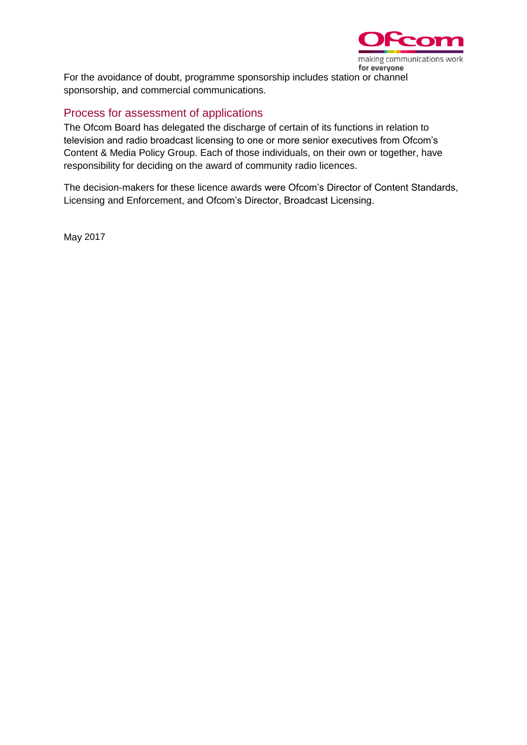For the avoidance of doubt, programme sponsorship includes station or channel sponsorship, and commercial communications.

## Process for assessment of applications

The Ofcom Board has delegated the discharge of certain of its functions in relation to television and radio broadcast licensing to one or more senior executives from Ofcom's Content & Media Policy Group. Each of those individuals, on their own or together, have responsibility for deciding on the award of community radio licences.

The decision-makers for these licence awards were Ofcom's Director of Content Standards, Licensing and Enforcement, and Ofcom's Director, Broadcast Licensing.

May 2017